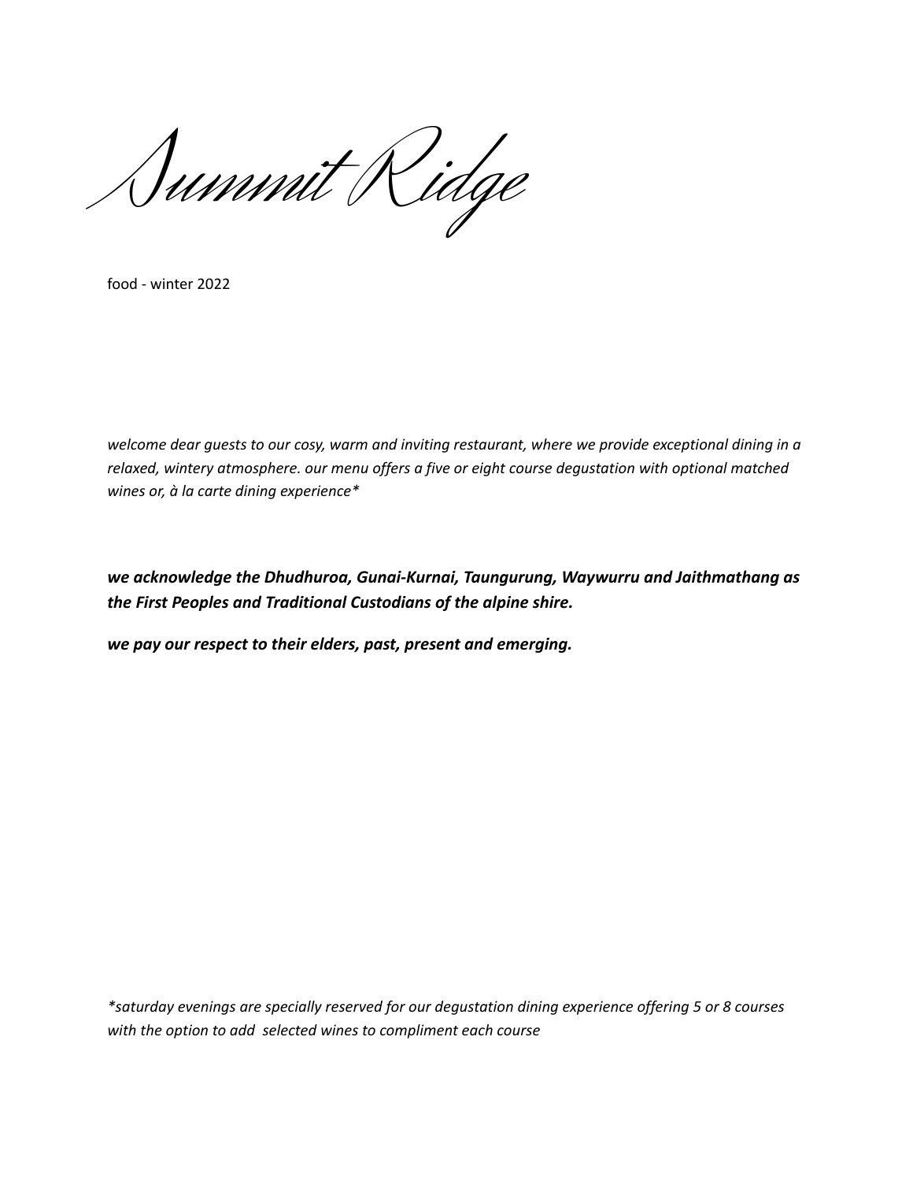# Summit Ridge

food - winter 2022

*welcome dear guests to our cosy, warm and inviting restaurant, where we provide exceptional dining in a relaxed, wintery atmosphere. our menu offers a five or eight course degustation with optional matched wines or, à la carte dining experience**

***we acknowledge the Dhudhuroa, Gunai-Kurnai, Taungurung, Waywurru and Jaithmathang as the First Peoples and Traditional Custodians of the alpine shire.***

***we pay our respect to their elders, past, present and emerging.***

**saturday evenings are specially reserved for our degustation dining experience offering 5 or 8 courses with the option to add selected wines to compliment each course*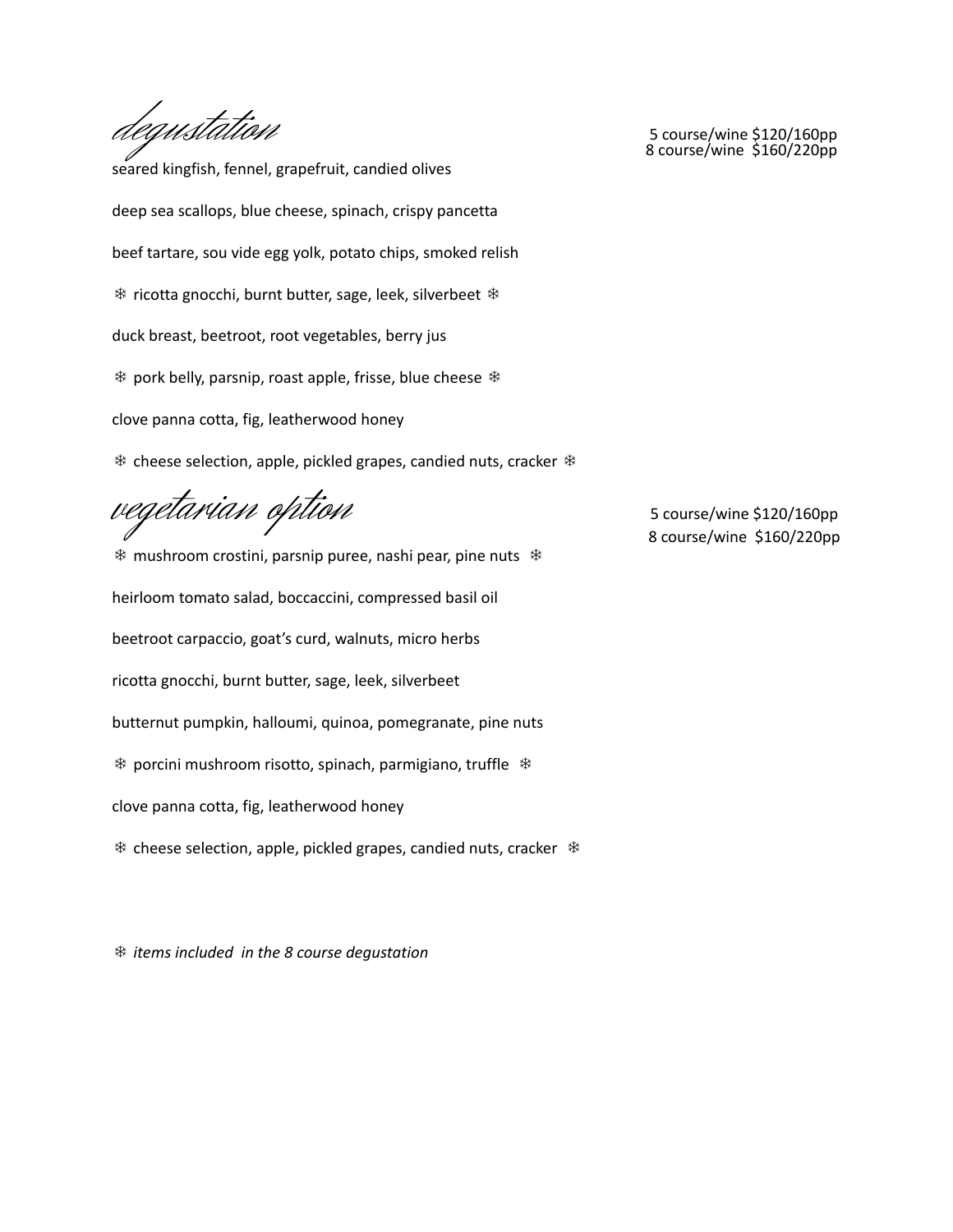## *degustation*

5 course/wine $120/160pp
8 course/wine $160/220pp

seared kingfish, fennel, grapefruit, candied olives

deep sea scallops, blue cheese, spinach, crispy pancetta

beef tartare, sou vide egg yolk, potato chips, smoked relish

❄ ricotta gnocchi, burnt butter, sage, leek, silverbeet ❄

duck breast, beetroot, root vegetables, berry jus

❄ pork belly, parsnip, roast apple, frisse, blue cheese ❄

clove panna cotta, fig, leatherwood honey

❄ cheese selection, apple, pickled grapes, candied nuts, cracker ❄

## *vegetarian option*

5 course/wine $120/160pp
8 course/wine $160/220pp

❄ mushroom crostini, parsnip puree, nashi pear, pine nuts ❄

heirloom tomato salad, boccaccini, compressed basil oil

beetroot carpaccio, goat's curd, walnuts, micro herbs

ricotta gnocchi, burnt butter, sage, leek, silverbeet

butternut pumpkin, halloumi, quinoa, pomegranate, pine nuts

❄ porcini mushroom risotto, spinach, parmigiano, truffle ❄

clove panna cotta, fig, leatherwood honey

❄ cheese selection, apple, pickled grapes, candied nuts, cracker ❄

❄ *items included in the 8 course degustation*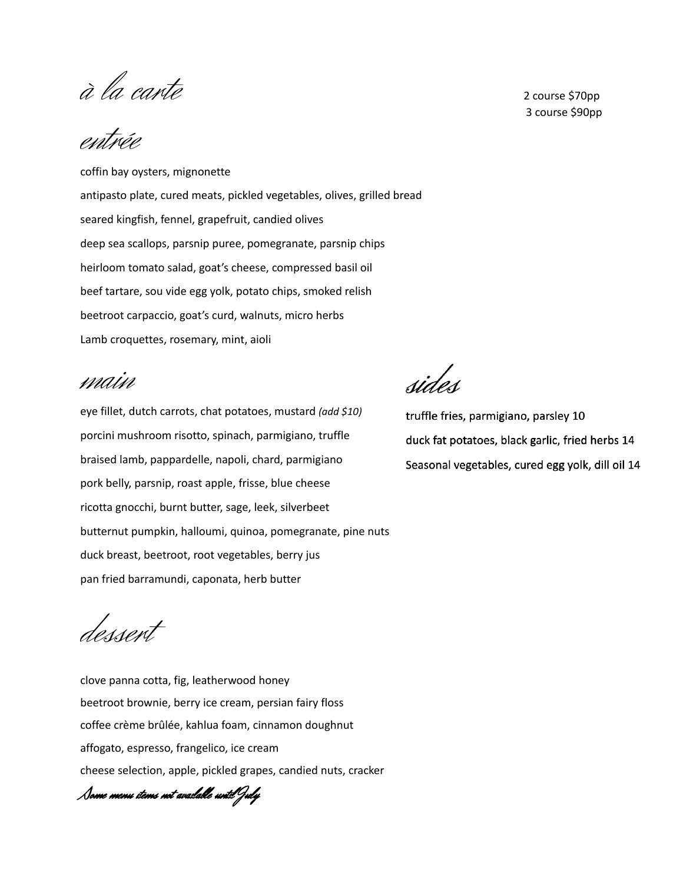# à la carte

2 course $70pp
3 course $90pp

## entrée

coffin bay oysters, mignonette

antipasto plate, cured meats, pickled vegetables, olives, grilled bread

seared kingfish, fennel, grapefruit, candied olives

deep sea scallops, parsnip puree, pomegranate, parsnip chips

heirloom tomato salad, goat's cheese, compressed basil oil

beef tartare, sou vide egg yolk, potato chips, smoked relish

beetroot carpaccio, goat's curd, walnuts, micro herbs

Lamb croquettes, rosemary, mint, aioli

## main

eye fillet, dutch carrots, chat potatoes, mustard *(add $10)*

porcini mushroom risotto, spinach, parmigiano, truffle

braised lamb, pappardelle, napoli, chard, parmigiano

pork belly, parsnip, roast apple, frisse, blue cheese

ricotta gnocchi, burnt butter, sage, leek, silverbeet

butternut pumpkin, halloumi, quinoa, pomegranate, pine nuts

duck breast, beetroot, root vegetables, berry jus

pan fried barramundi, caponata, herb butter

## sides

truffle fries, parmigiano, parsley 10

duck fat potatoes, black garlic, fried herbs 14

Seasonal vegetables, cured egg yolk, dill oil 14

## dessert

clove panna cotta, fig, leatherwood honey

beetroot brownie, berry ice cream, persian fairy floss

coffee crème brûlée, kahlua foam, cinnamon doughnut

affogato, espresso, frangelico, ice cream

cheese selection, apple, pickled grapes, candied nuts, cracker

*Some menu items not available until July*